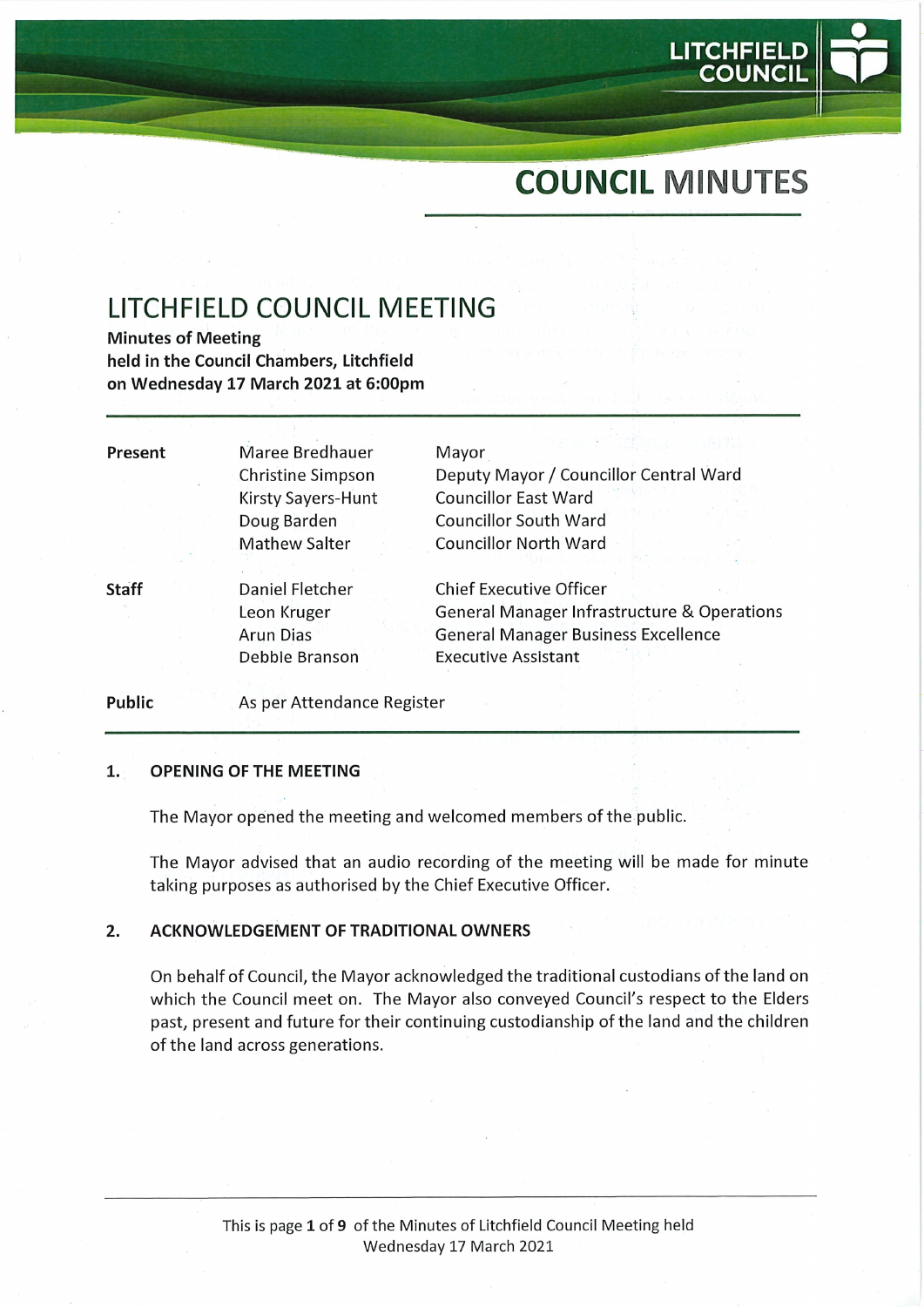# COUNCIL MINUTES

## LITCHFIELD COUNCIL MEETING

**Minutes of Meeting**
**held in the Council Chambers, Litchfield**
**on Wednesday 17 March 2021 at 6:00pm**

| | | |
|---|---|---|
| **Present** | Maree Bredhauer | Mayor |
| | Christine Simpson | Deputy Mayor / Councillor Central Ward |
| | Kirsty Sayers-Hunt | Councillor East Ward |
| | Doug Barden | Councillor South Ward |
| | Mathew Salter | Councillor North Ward |
| **Staff** | Daniel Fletcher | Chief Executive Officer |
| | Leon Kruger | General Manager Infrastructure & Operations |
| | Arun Dias | General Manager Business Excellence |
| | Debbie Branson | Executive Assistant |
| **Public** | As per Attendance Register | |

### 1. OPENING OF THE MEETING

The Mayor opened the meeting and welcomed members of the public.

The Mayor advised that an audio recording of the meeting will be made for minute taking purposes as authorised by the Chief Executive Officer.

### 2. ACKNOWLEDGEMENT OF TRADITIONAL OWNERS

On behalf of Council, the Mayor acknowledged the traditional custodians of the land on which the Council meet on. The Mayor also conveyed Council's respect to the Elders past, present and future for their continuing custodianship of the land and the children of the land across generations.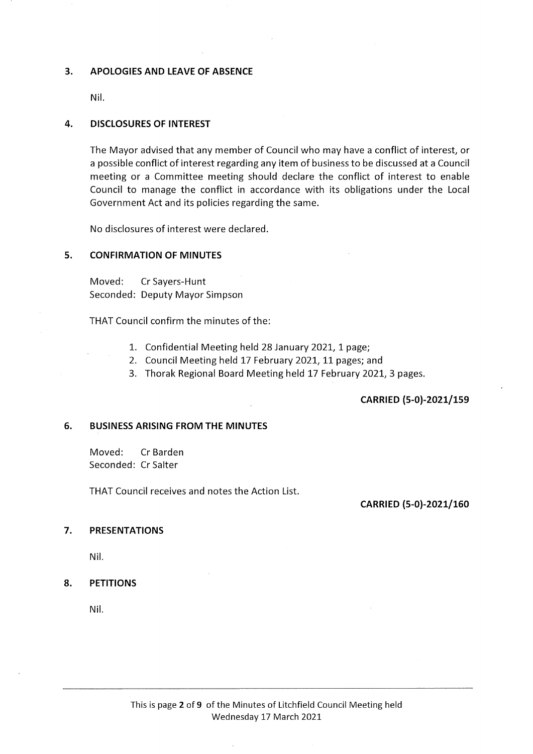## 3. APOLOGIES AND LEAVE OF ABSENCE

Nil.

## 4. DISCLOSURES OF INTEREST

The Mayor advised that any member of Council who may have a conflict of interest, or a possible conflict of interest regarding any item of business to be discussed at a Council meeting or a Committee meeting should declare the conflict of interest to enable Council to manage the conflict in accordance with its obligations under the Local Government Act and its policies regarding the same.

No disclosures of interest were declared.

## 5. CONFIRMATION OF MINUTES

Moved: Cr Sayers-Hunt
Seconded: Deputy Mayor Simpson

THAT Council confirm the minutes of the:

1. Confidential Meeting held 28 January 2021, 1 page;
2. Council Meeting held 17 February 2021, 11 pages; and
3. Thorak Regional Board Meeting held 17 February 2021, 3 pages.

**CARRIED (5-0)-2021/159**

## 6. BUSINESS ARISING FROM THE MINUTES

Moved: Cr Barden
Seconded: Cr Salter

THAT Council receives and notes the Action List.

**CARRIED (5-0)-2021/160**

## 7. PRESENTATIONS

Nil.

## 8. PETITIONS

Nil.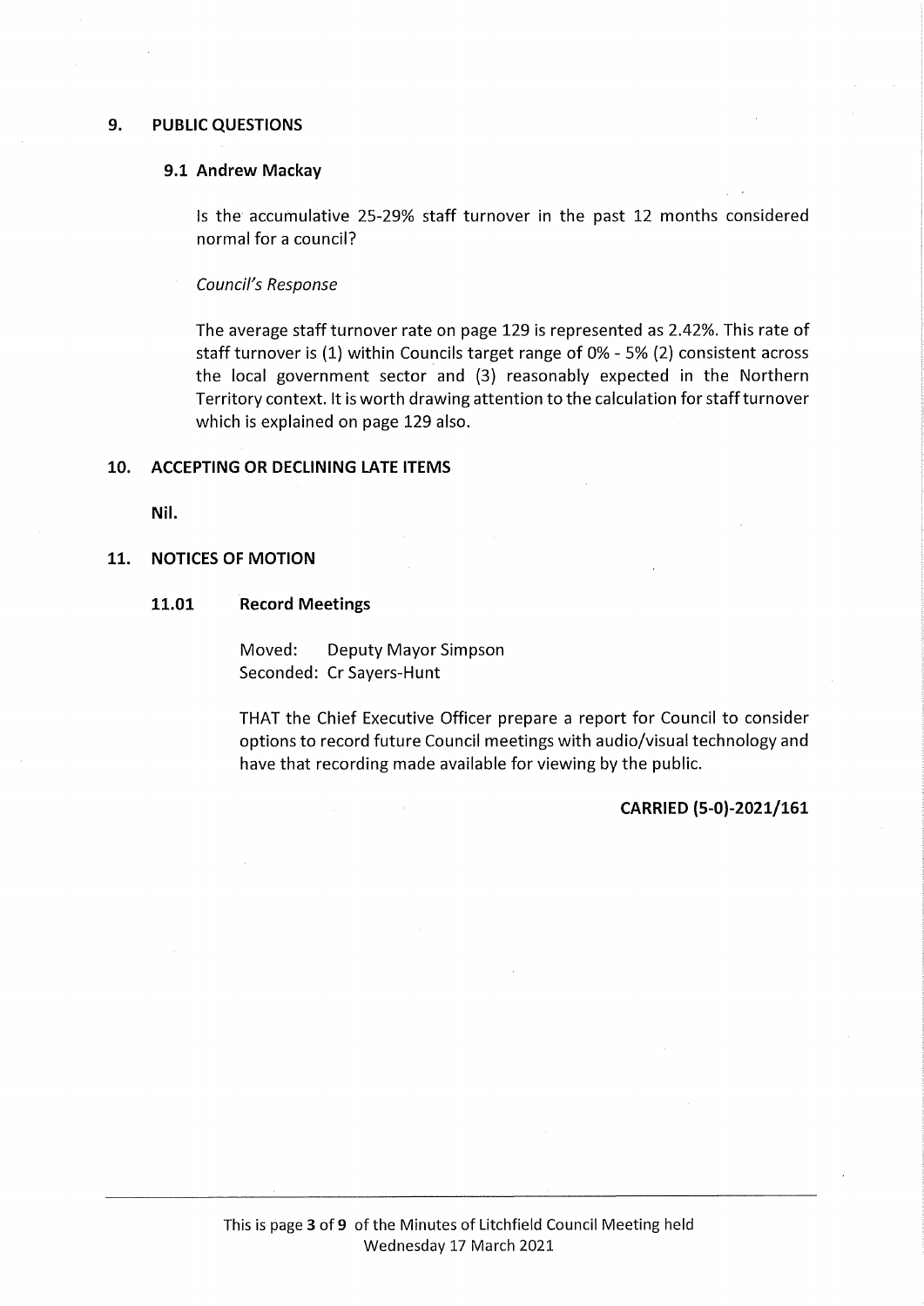## 9. PUBLIC QUESTIONS

### 9.1 Andrew Mackay

Is the accumulative 25-29% staff turnover in the past 12 months considered normal for a council?

*Council's Response*

The average staff turnover rate on page 129 is represented as 2.42%. This rate of staff turnover is (1) within Councils target range of 0% - 5% (2) consistent across the local government sector and (3) reasonably expected in the Northern Territory context. It is worth drawing attention to the calculation for staff turnover which is explained on page 129 also.

## 10. ACCEPTING OR DECLINING LATE ITEMS

**Nil.**

## 11. NOTICES OF MOTION

### 11.01 Record Meetings

Moved: Deputy Mayor Simpson
Seconded: Cr Sayers-Hunt

THAT the Chief Executive Officer prepare a report for Council to consider options to record future Council meetings with audio/visual technology and have that recording made available for viewing by the public.

**CARRIED (5-0)-2021/161**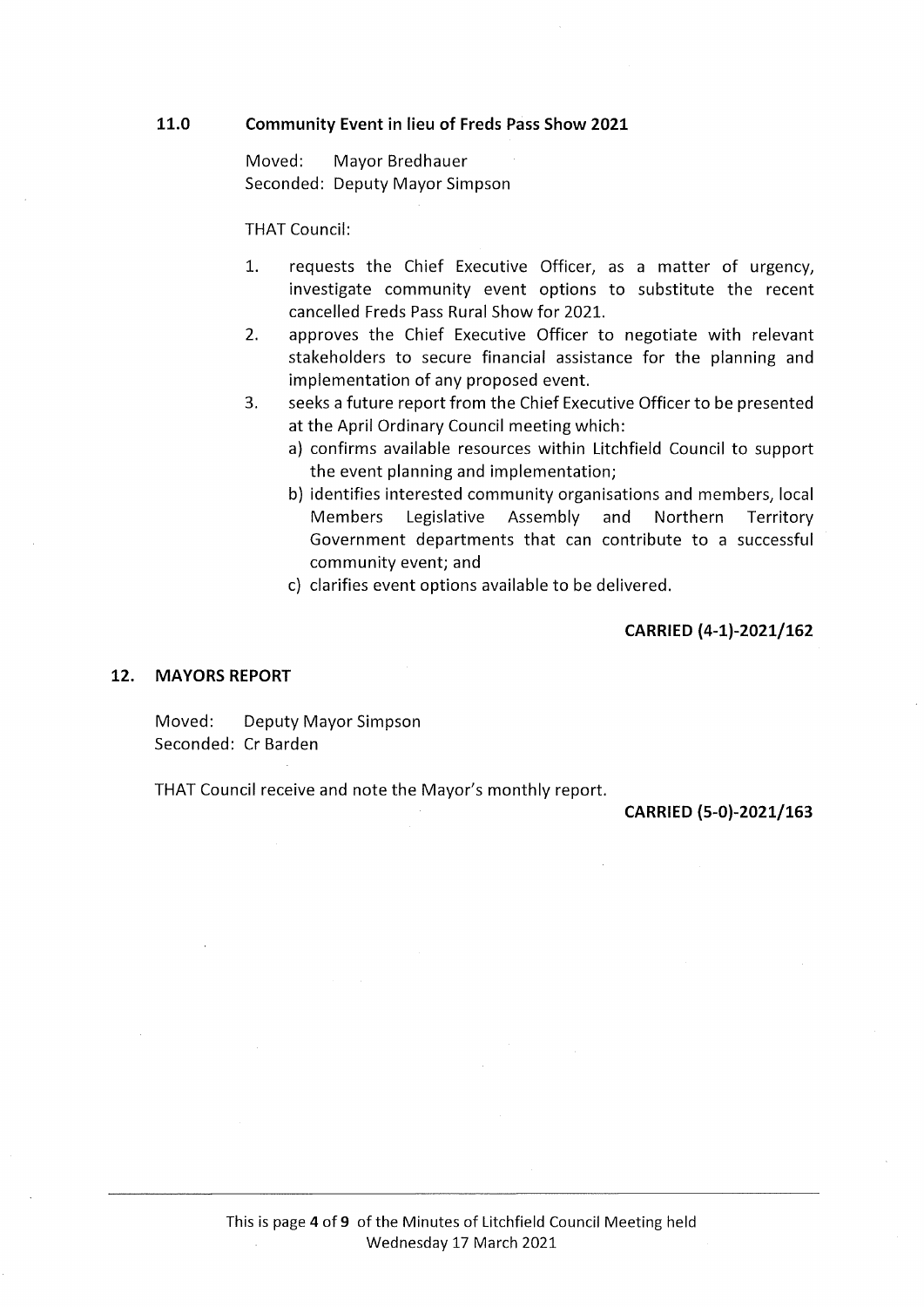## 11.0 Community Event in lieu of Freds Pass Show 2021

Moved: Mayor Bredhauer
Seconded: Deputy Mayor Simpson

THAT Council:

1. requests the Chief Executive Officer, as a matter of urgency, investigate community event options to substitute the recent cancelled Freds Pass Rural Show for 2021.
2. approves the Chief Executive Officer to negotiate with relevant stakeholders to secure financial assistance for the planning and implementation of any proposed event.
3. seeks a future report from the Chief Executive Officer to be presented at the April Ordinary Council meeting which:
   a) confirms available resources within Litchfield Council to support the event planning and implementation;
   b) identifies interested community organisations and members, local Members Legislative Assembly and Northern Territory Government departments that can contribute to a successful community event; and
   c) clarifies event options available to be delivered.

**CARRIED (4-1)-2021/162**

## 12. MAYORS REPORT

Moved: Deputy Mayor Simpson
Seconded: Cr Barden

THAT Council receive and note the Mayor's monthly report.

**CARRIED (5-0)-2021/163**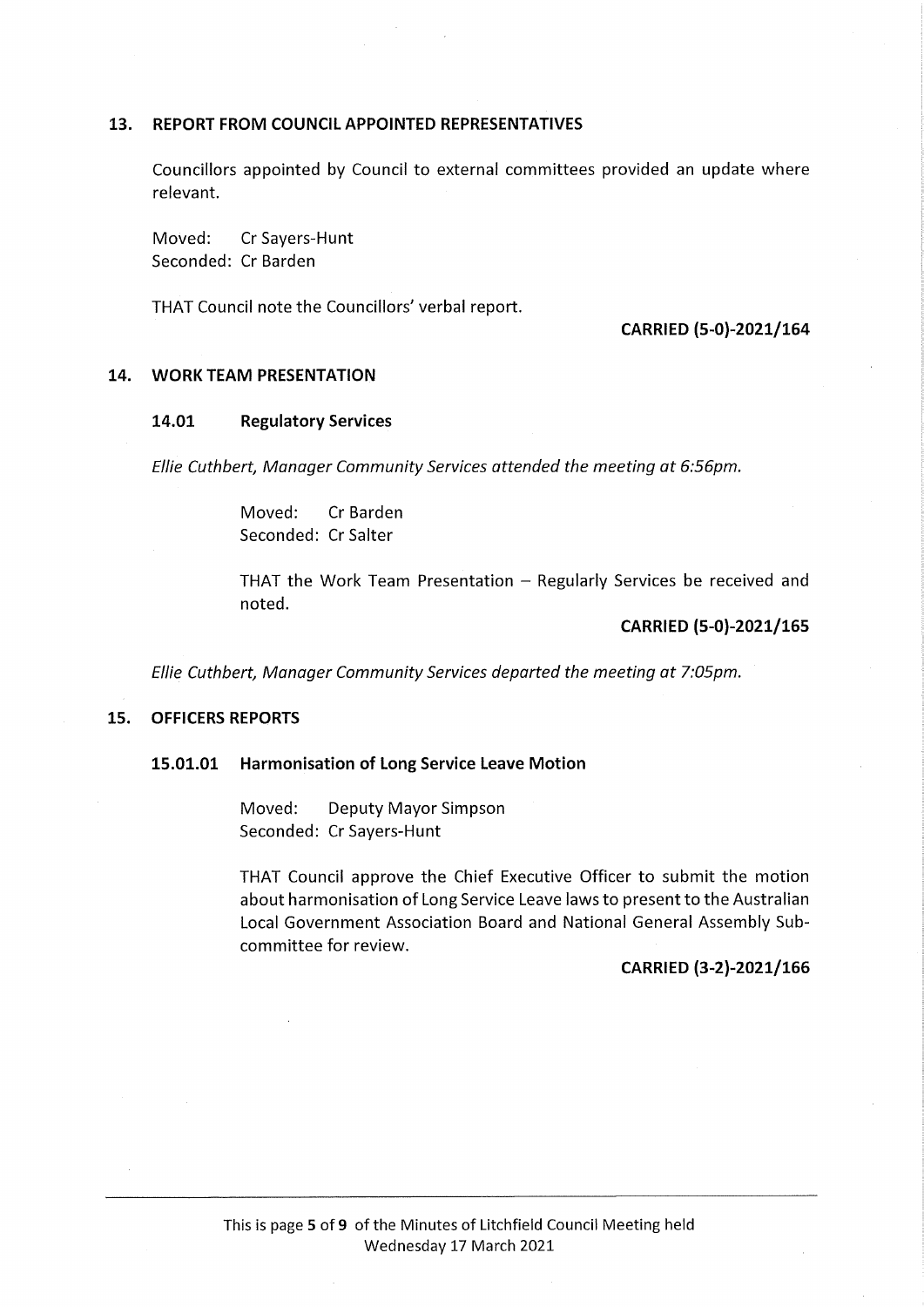## 13. REPORT FROM COUNCIL APPOINTED REPRESENTATIVES

Councillors appointed by Council to external committees provided an update where relevant.

Moved: Cr Sayers-Hunt
Seconded: Cr Barden

THAT Council note the Councillors' verbal report.

**CARRIED (5-0)-2021/164**

## 14. WORK TEAM PRESENTATION

### 14.01 Regulatory Services

*Ellie Cuthbert, Manager Community Services attended the meeting at 6:56pm.*

Moved: Cr Barden
Seconded: Cr Salter

THAT the Work Team Presentation – Regularly Services be received and noted.

**CARRIED (5-0)-2021/165**

*Ellie Cuthbert, Manager Community Services departed the meeting at 7:05pm.*

## 15. OFFICERS REPORTS

### 15.01.01 Harmonisation of Long Service Leave Motion

Moved: Deputy Mayor Simpson
Seconded: Cr Sayers-Hunt

THAT Council approve the Chief Executive Officer to submit the motion about harmonisation of Long Service Leave laws to present to the Australian Local Government Association Board and National General Assembly Sub-committee for review.

**CARRIED (3-2)-2021/166**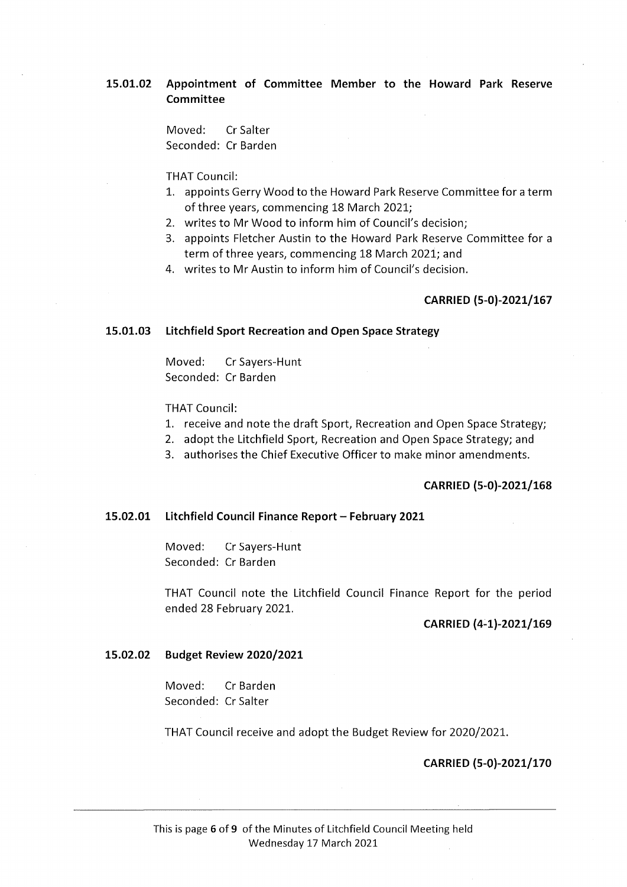### 15.01.02 Appointment of Committee Member to the Howard Park Reserve Committee

Moved: Cr Salter
Seconded: Cr Barden

THAT Council:

1. appoints Gerry Wood to the Howard Park Reserve Committee for a term of three years, commencing 18 March 2021;
2. writes to Mr Wood to inform him of Council's decision;
3. appoints Fletcher Austin to the Howard Park Reserve Committee for a term of three years, commencing 18 March 2021; and
4. writes to Mr Austin to inform him of Council's decision.

**CARRIED (5-0)-2021/167**

### 15.01.03 Litchfield Sport Recreation and Open Space Strategy

Moved: Cr Sayers-Hunt
Seconded: Cr Barden

THAT Council:

1. receive and note the draft Sport, Recreation and Open Space Strategy;
2. adopt the Litchfield Sport, Recreation and Open Space Strategy; and
3. authorises the Chief Executive Officer to make minor amendments.

**CARRIED (5-0)-2021/168**

### 15.02.01 Litchfield Council Finance Report – February 2021

Moved: Cr Sayers-Hunt
Seconded: Cr Barden

THAT Council note the Litchfield Council Finance Report for the period ended 28 February 2021.

**CARRIED (4-1)-2021/169**

### 15.02.02 Budget Review 2020/2021

Moved: Cr Barden
Seconded: Cr Salter

THAT Council receive and adopt the Budget Review for 2020/2021.

**CARRIED (5-0)-2021/170**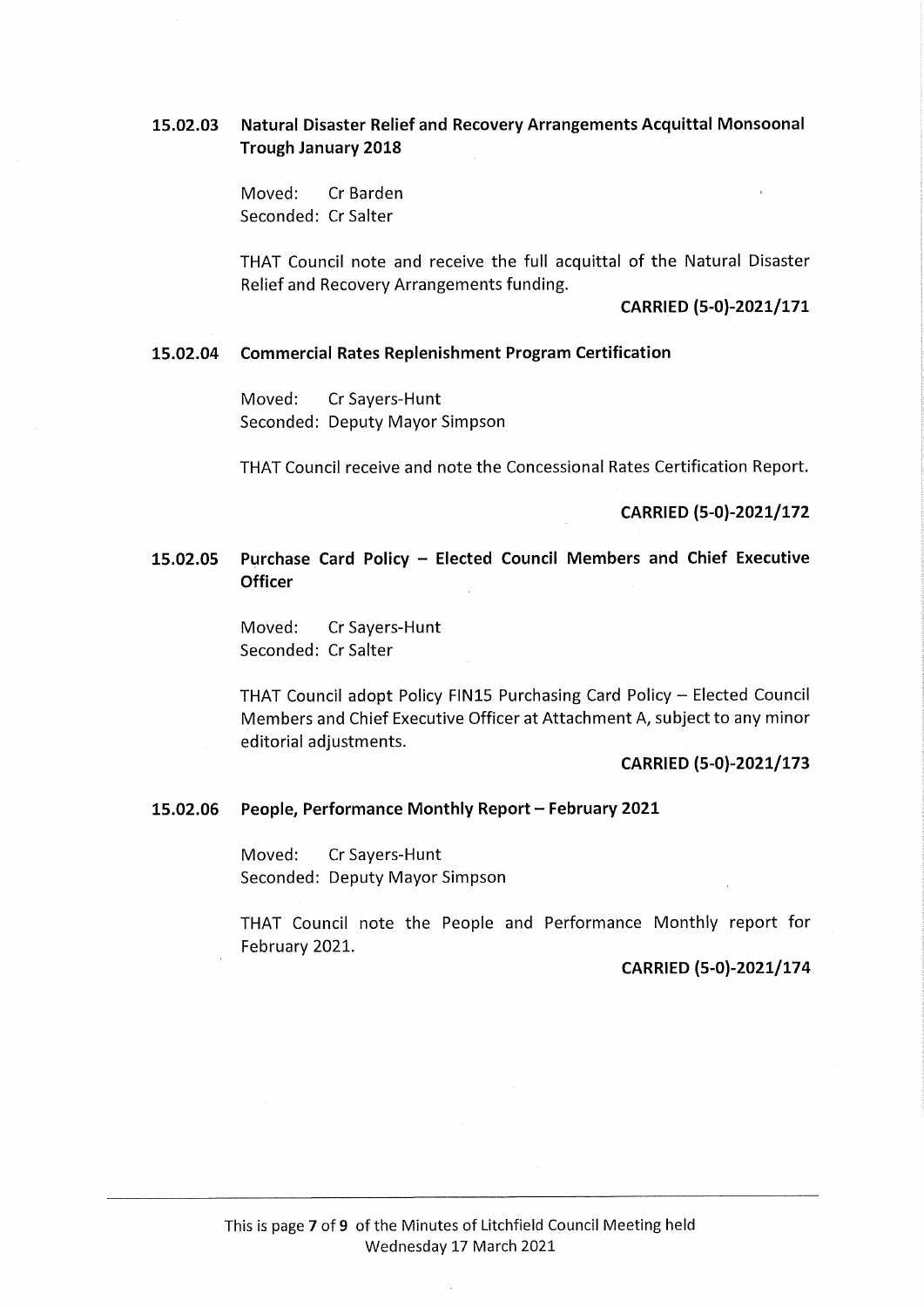### 15.02.03 Natural Disaster Relief and Recovery Arrangements Acquittal Monsoonal Trough January 2018

Moved: Cr Barden
Seconded: Cr Salter

THAT Council note and receive the full acquittal of the Natural Disaster Relief and Recovery Arrangements funding.

**CARRIED (5-0)-2021/171**

### 15.02.04 Commercial Rates Replenishment Program Certification

Moved: Cr Sayers-Hunt
Seconded: Deputy Mayor Simpson

THAT Council receive and note the Concessional Rates Certification Report.

**CARRIED (5-0)-2021/172**

### 15.02.05 Purchase Card Policy – Elected Council Members and Chief Executive Officer

Moved: Cr Sayers-Hunt
Seconded: Cr Salter

THAT Council adopt Policy FIN15 Purchasing Card Policy – Elected Council Members and Chief Executive Officer at Attachment A, subject to any minor editorial adjustments.

**CARRIED (5-0)-2021/173**

### 15.02.06 People, Performance Monthly Report – February 2021

Moved: Cr Sayers-Hunt
Seconded: Deputy Mayor Simpson

THAT Council note the People and Performance Monthly report for February 2021.

**CARRIED (5-0)-2021/174**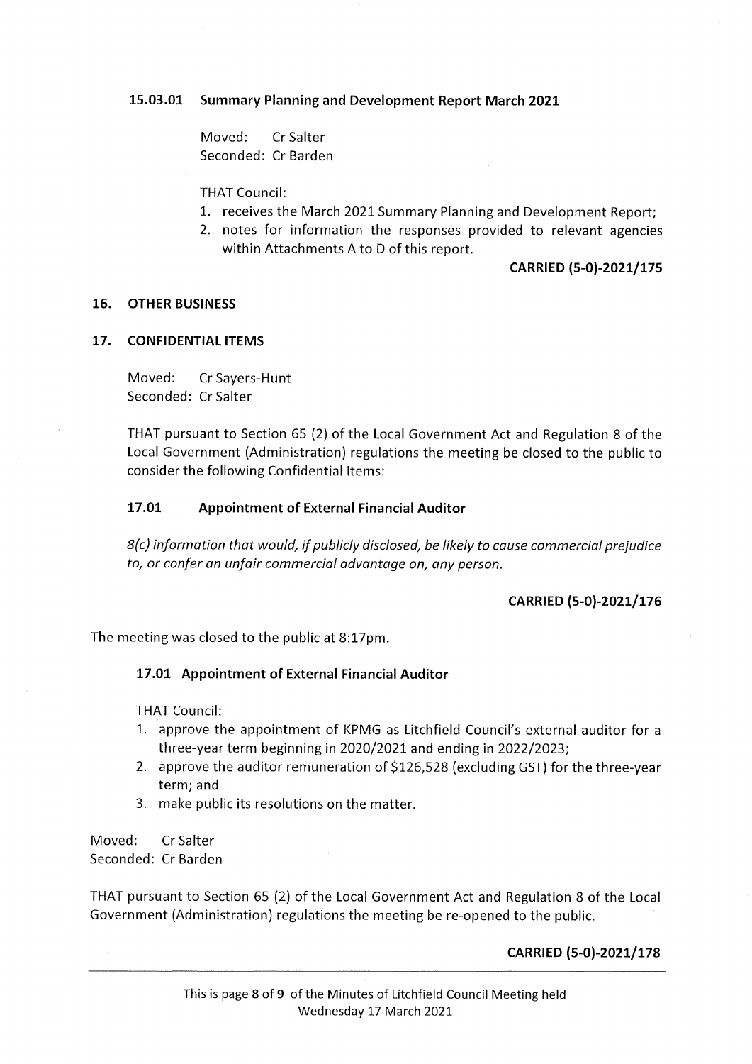### 15.03.01 Summary Planning and Development Report March 2021

Moved: Cr Salter
Seconded: Cr Barden

THAT Council:

1. receives the March 2021 Summary Planning and Development Report;
2. notes for information the responses provided to relevant agencies within Attachments A to D of this report.

**CARRIED (5-0)-2021/175**

## 16. OTHER BUSINESS

## 17. CONFIDENTIAL ITEMS

Moved: Cr Sayers-Hunt
Seconded: Cr Salter

THAT pursuant to Section 65 (2) of the Local Government Act and Regulation 8 of the Local Government (Administration) regulations the meeting be closed to the public to consider the following Confidential Items:

### 17.01 Appointment of External Financial Auditor

*8(c) information that would, if publicly disclosed, be likely to cause commercial prejudice to, or confer an unfair commercial advantage on, any person.*

**CARRIED (5-0)-2021/176**

The meeting was closed to the public at 8:17pm.

### 17.01 Appointment of External Financial Auditor

THAT Council:

1. approve the appointment of KPMG as Litchfield Council's external auditor for a three-year term beginning in 2020/2021 and ending in 2022/2023;
2. approve the auditor remuneration of $126,528 (excluding GST) for the three-year term; and
3. make public its resolutions on the matter.

Moved: Cr Salter
Seconded: Cr Barden

THAT pursuant to Section 65 (2) of the Local Government Act and Regulation 8 of the Local Government (Administration) regulations the meeting be re-opened to the public.

**CARRIED (5-0)-2021/178**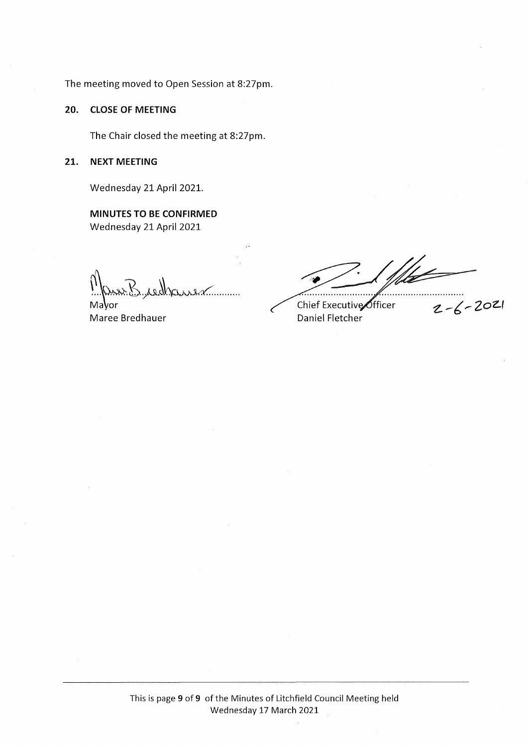The meeting moved to Open Session at 8:27pm.

## 20. CLOSE OF MEETING

The Chair closed the meeting at 8:27pm.

## 21. NEXT MEETING

Wednesday 21 April 2021.

**MINUTES TO BE CONFIRMED**
Wednesday 21 April 2021

| | |
|---|---|
| Mayor | Chief Executive Officer 2-6-2021 |
| Maree Bredhauer | Daniel Fletcher |